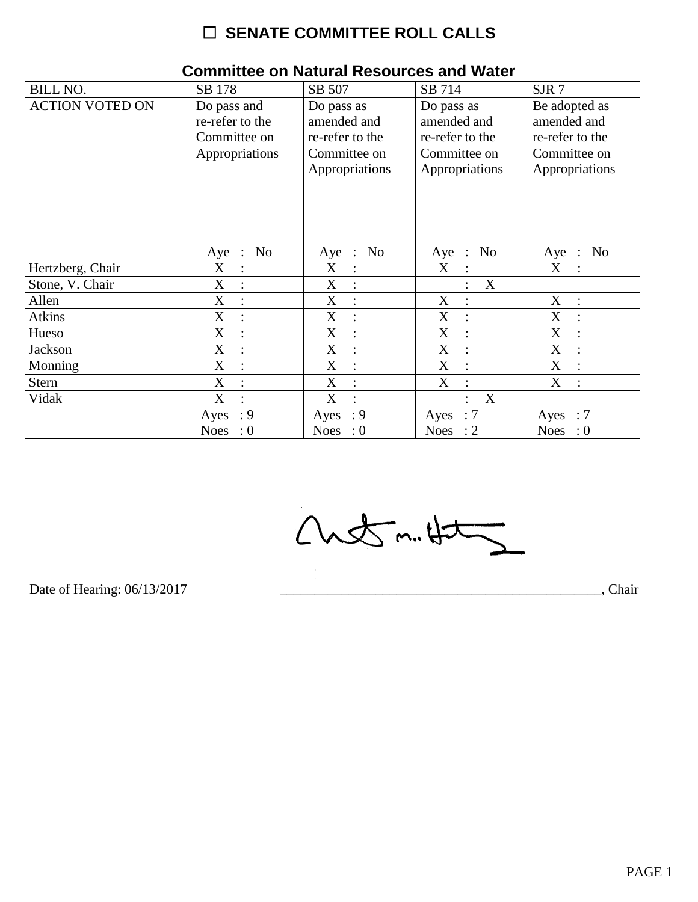# ☐ SENATE COMMITTEE ROLL CALLS

## Committee on Natural Resources and Water

| BILL NO. | SB 178 | SB 507 | SB 714 | SJR 7 |
|---|---|---|---|---|
| ACTION VOTED ON | Do pass and re-refer to the Committee on Appropriations | Do pass as amended and re-refer to the Committee on Appropriations | Do pass as amended and re-refer to the Committee on Appropriations | Be adopted as amended and re-refer to the Committee on Appropriations |
| | Aye : No | Aye : No | Aye : No | Aye : No |
| Hertzberg, Chair | X : | X : | X : | X : |
| Stone, V. Chair | X : | X : | : X | |
| Allen | X : | X : | X : | X : |
| Atkins | X : | X : | X : | X : |
| Hueso | X : | X : | X : | X : |
| Jackson | X : | X : | X : | X : |
| Monning | X : | X : | X : | X : |
| Stern | X : | X : | X : | X : |
| Vidak | X : | X : | : X | |
| | Ayes : 9<br>Noes : 0 | Ayes : 9<br>Noes : 0 | Ayes : 7<br>Noes : 2 | Ayes : 7<br>Noes : 0 |

Date of Hearing: 06/13/2017

_______________________________________________, Chair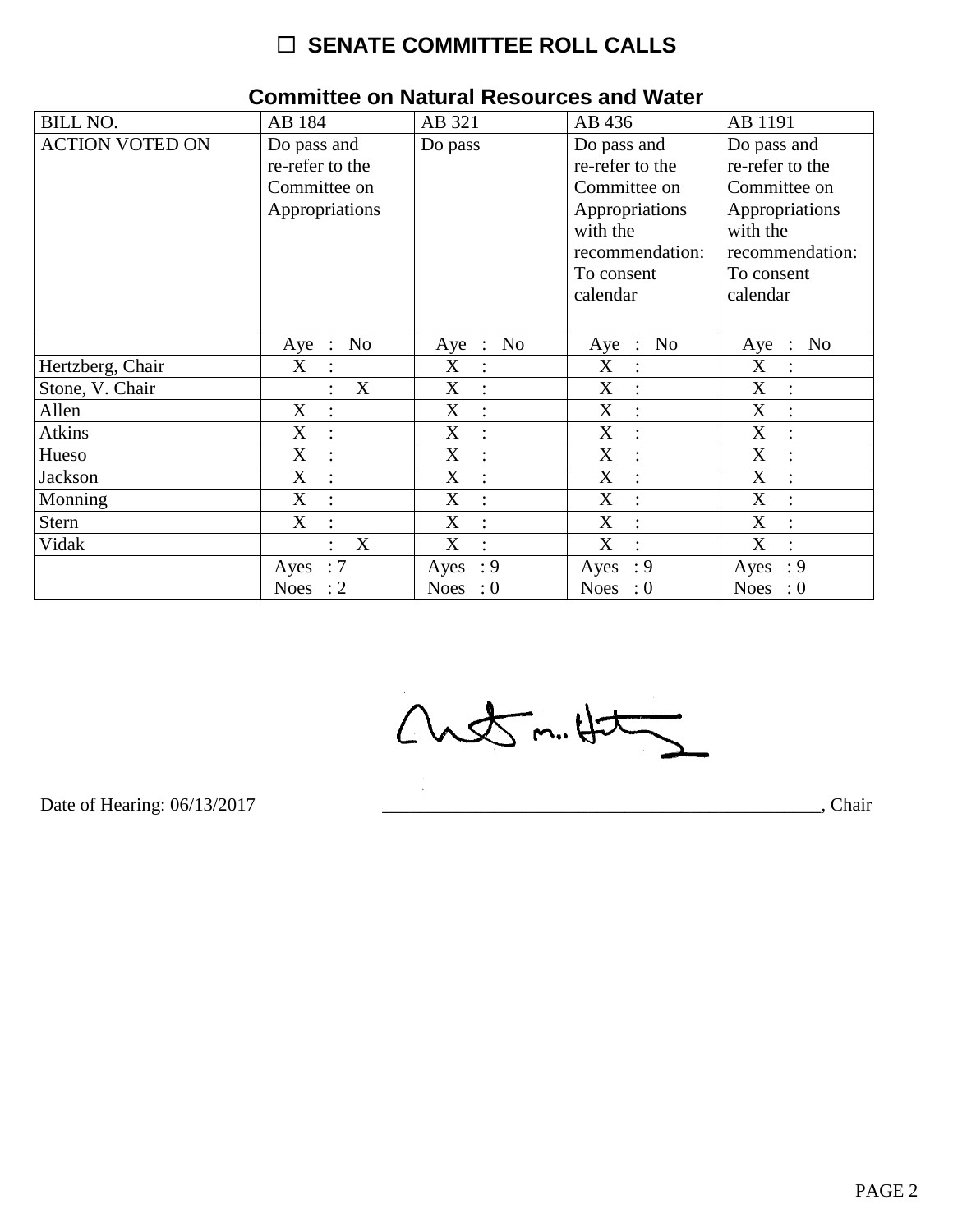# ☐ SENATE COMMITTEE ROLL CALLS

## Committee on Natural Resources and Water

| BILL NO. | AB 184 | AB 321 | AB 436 | AB 1191 |
|---|---|---|---|---|
| ACTION VOTED ON | Do pass and re-refer to the Committee on Appropriations | Do pass | Do pass and re-refer to the Committee on Appropriations with the recommendation: To consent calendar | Do pass and re-refer to the Committee on Appropriations with the recommendation: To consent calendar |
| | Aye : No | Aye : No | Aye : No | Aye : No |
| Hertzberg, Chair | X : | X : | X : | X : |
| Stone, V. Chair | : X | X : | X : | X : |
| Allen | X : | X : | X : | X : |
| Atkins | X : | X : | X : | X : |
| Hueso | X : | X : | X : | X : |
| Jackson | X : | X : | X : | X : |
| Monning | X : | X : | X : | X : |
| Stern | X : | X : | X : | X : |
| Vidak | : X | X : | X : | X : |
| | Ayes : 7<br>Noes : 2 | Ayes : 9<br>Noes : 0 | Ayes : 9<br>Noes : 0 | Ayes : 9<br>Noes : 0 |

Date of Hearing: 06/13/2017

_______________________________________________, Chair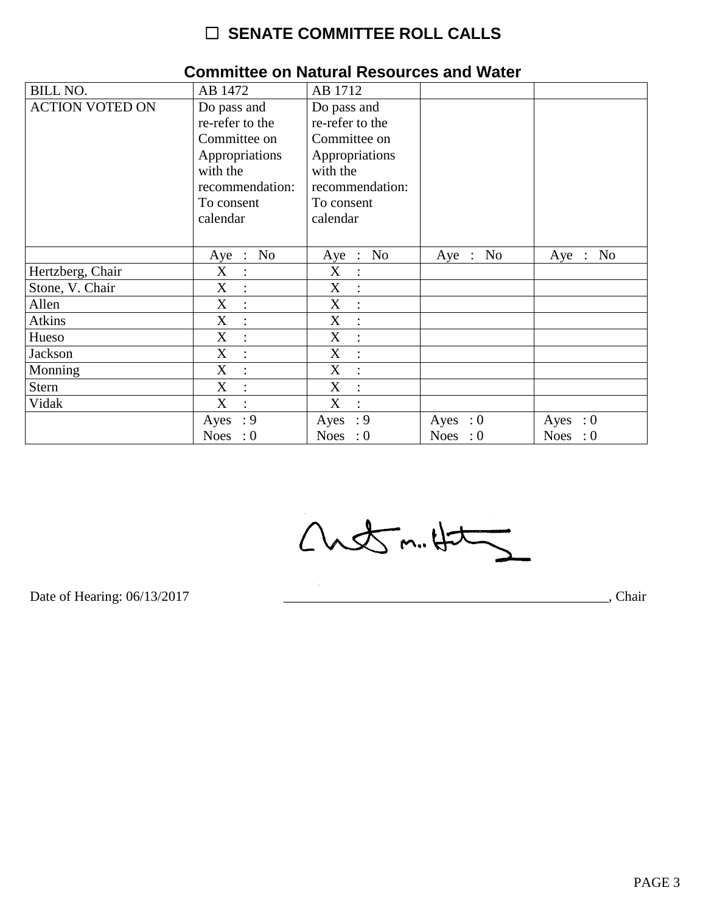# ☐ SENATE COMMITTEE ROLL CALLS

## Committee on Natural Resources and Water

| BILL NO. | AB 1472 | AB 1712 | | |
|---|---|---|---|---|
| ACTION VOTED ON | Do pass and re-refer to the Committee on Appropriations with the recommendation: To consent calendar | Do pass and re-refer to the Committee on Appropriations with the recommendation: To consent calendar | | |
| | Aye : No | Aye : No | Aye : No | Aye : No |
| Hertzberg, Chair | X : | X : | | |
| Stone, V. Chair | X : | X : | | |
| Allen | X : | X : | | |
| Atkins | X : | X : | | |
| Hueso | X : | X : | | |
| Jackson | X : | X : | | |
| Monning | X : | X : | | |
| Stern | X : | X : | | |
| Vidak | X : | X : | | |
| | Ayes : 9<br>Noes : 0 | Ayes : 9<br>Noes : 0 | Ayes : 0<br>Noes : 0 | Ayes : 0<br>Noes : 0 |

Date of Hearing: 06/13/2017

_________________________________________________, Chair